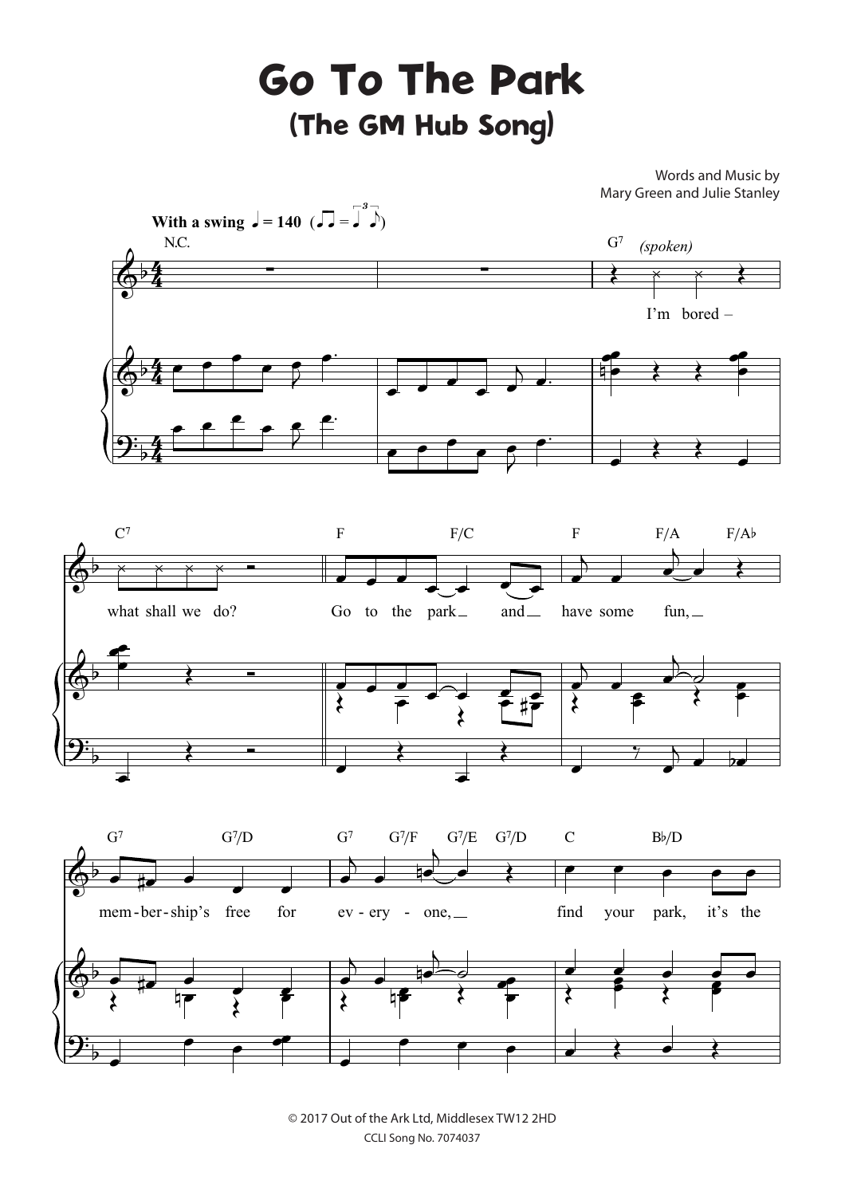# Go To The Park

## (The GM Hub Song)

Words and Music by
Mary Green and Julie Stanley

With a swing ♩ = 140

© 2017 Out of the Ark Ltd, Middlesex TW12 2HD
CCLI Song No. 7074037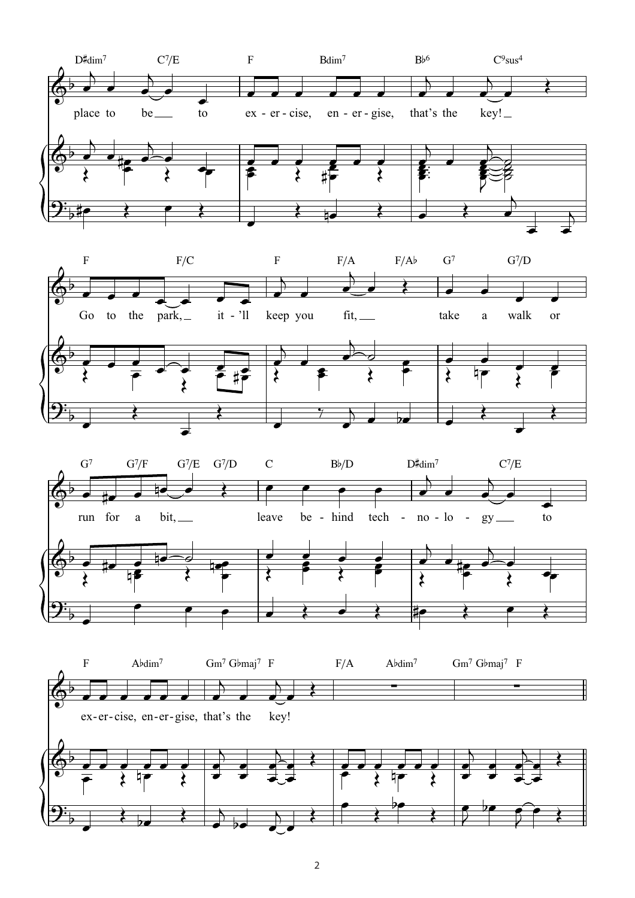place to be to exercise, energise, that's the key!

Go to the park, it'll keep you fit, take a walk or run for a bit, leave behind technology to

exercise, energise, that's the key!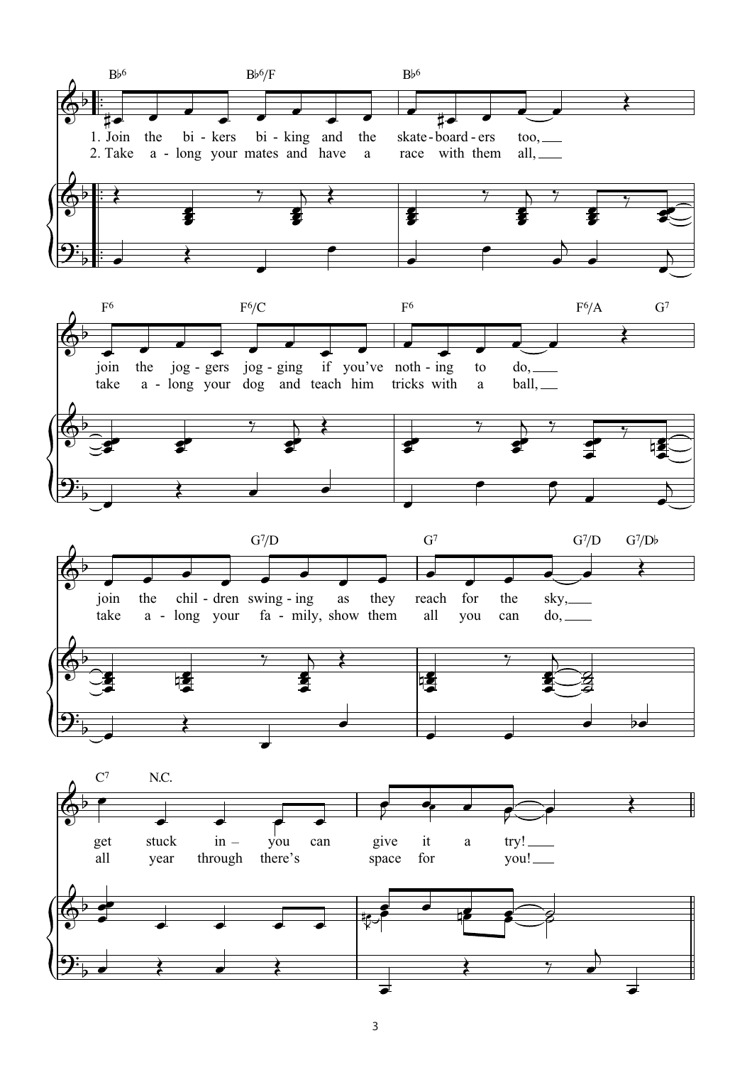B♭6 B♭6/F B♭6

1. Join the bi - kers bi - king and the skate - board - ers too,
2. Take a - long your mates and have a race with them all,

F6 F6/C F6 F6/A G7

join the jog - gers jog - ging if you've noth - ing to do,
take a - long your dog and teach him tricks with a ball,

G7/D G7 G7/D G7/D♭

join the chil - dren swing - ing as they reach for the sky,
take a - long your fa - mily, show them all you can do,

C7 N.C.

get stuck in – you can give it a try!
all year through there's space for you!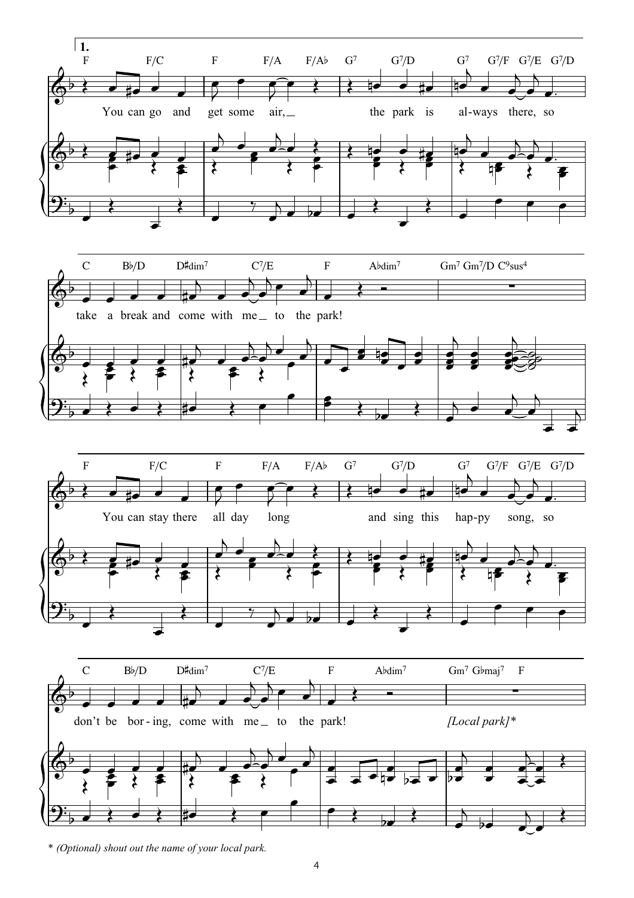**1.**

F F/C F F/A F/A♭ G7 G7/D G7 G7/F G7/E G7/D

You can go and get some air, the park is al-ways there, so

C B♭/D D♯dim7 C7/E F A♭dim7 Gm7 Gm7/D C9sus4

take a break and come with me to the park!

F F/C F F/A F/A♭ G7 G7/D G7 G7/F G7/E G7/D

You can stay there all day long and sing this hap-py song, so

C B♭/D D♯dim7 C7/E F A♭dim7 Gm7 G♭maj7 F

don't be bor-ing, come with me to the park! *[Local park]**

\* *(Optional) shout out the name of your local park.*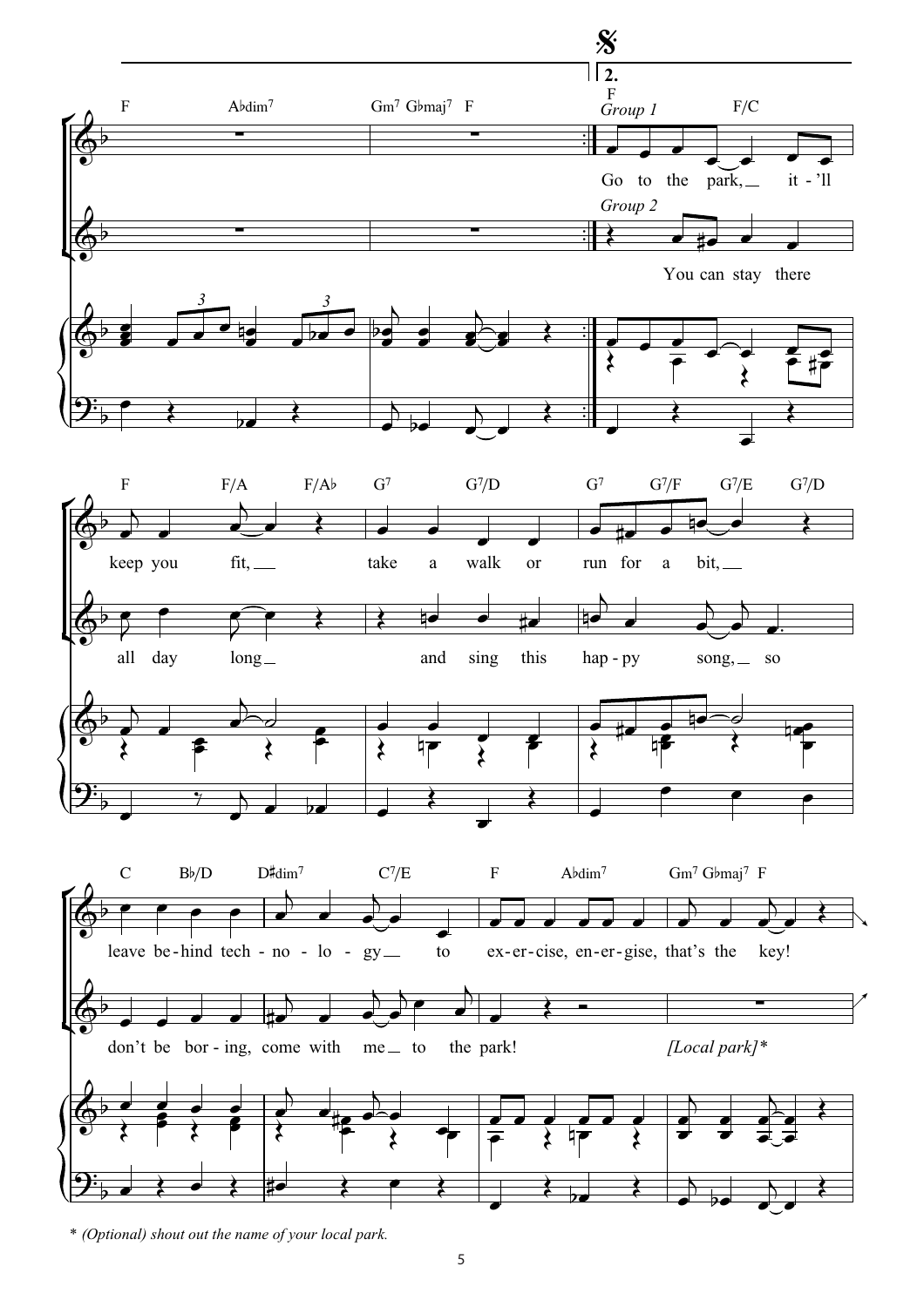F A♭dim7 Gm7 G♭maj7 F

2. F F/C

*Group 1*

Go to the park, it-'ll

*Group 2*

You can stay there

F F/A F/A♭ G7 G7/D G7 G7/F G7/E G7/D

keep you fit, take a walk or run for a bit,

all day long and sing this hap-py song, so

C B♭/D D♯dim7 C7/E F A♭dim7 Gm7 G♭maj7 F

leave be-hind tech-no-lo-gy to ex-er-cise, en-er-gise, that's the key!

don't be bor-ing, come with me to the park! *[Local park]**

* *(Optional) shout out the name of your local park.*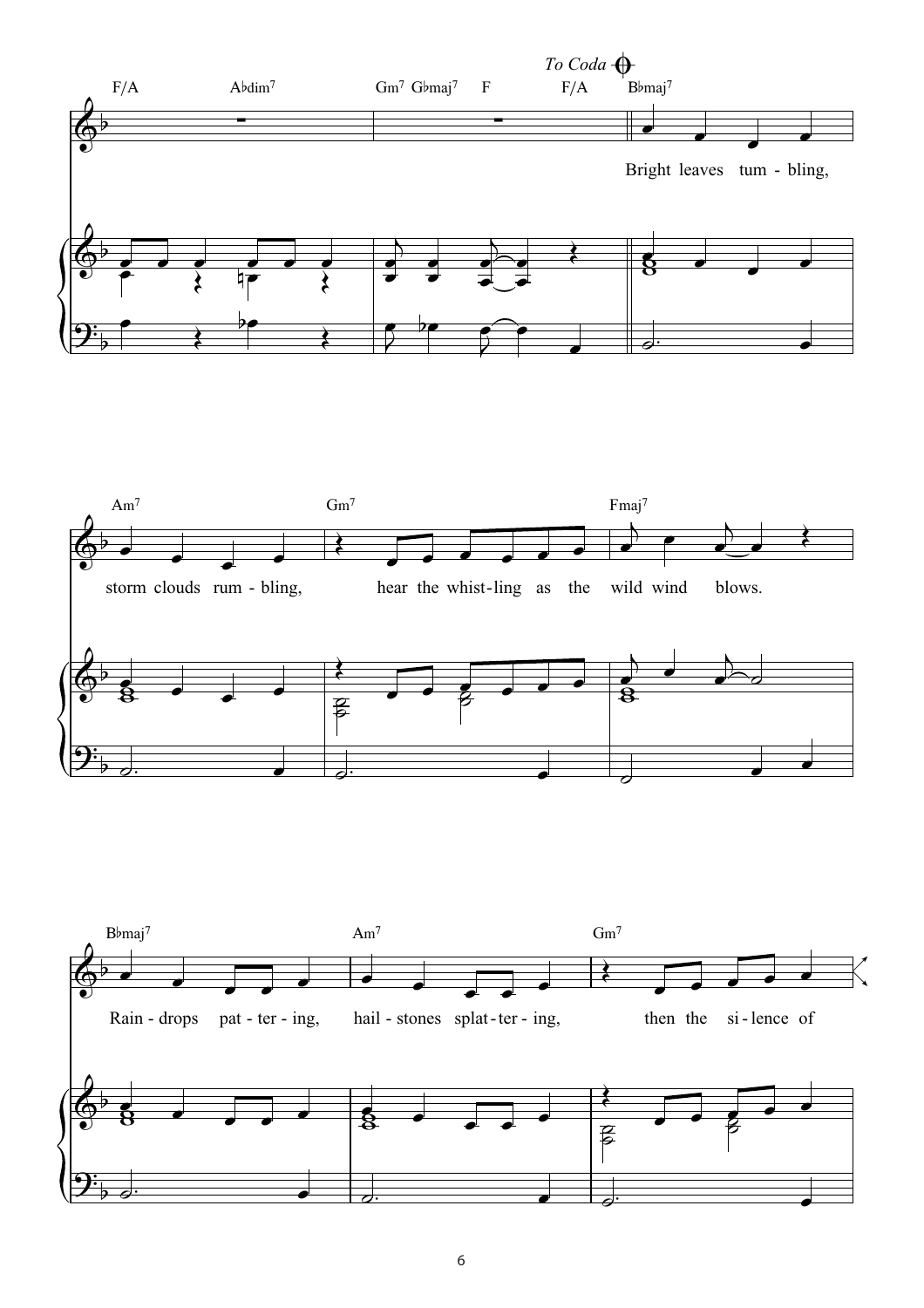*To Coda*

F/A A♭dim[7] Gm[7] G♭maj[7] F F/A B♭maj[7]

Bright leaves tum - bling,

Am[7] Gm[7] Fmaj[7]

storm clouds rum - bling, hear the whist - ling as the wild wind blows.

B♭maj[7] Am[7] Gm[7]

Rain - drops pat - ter - ing, hail - stones splat - ter - ing, then the si - lence of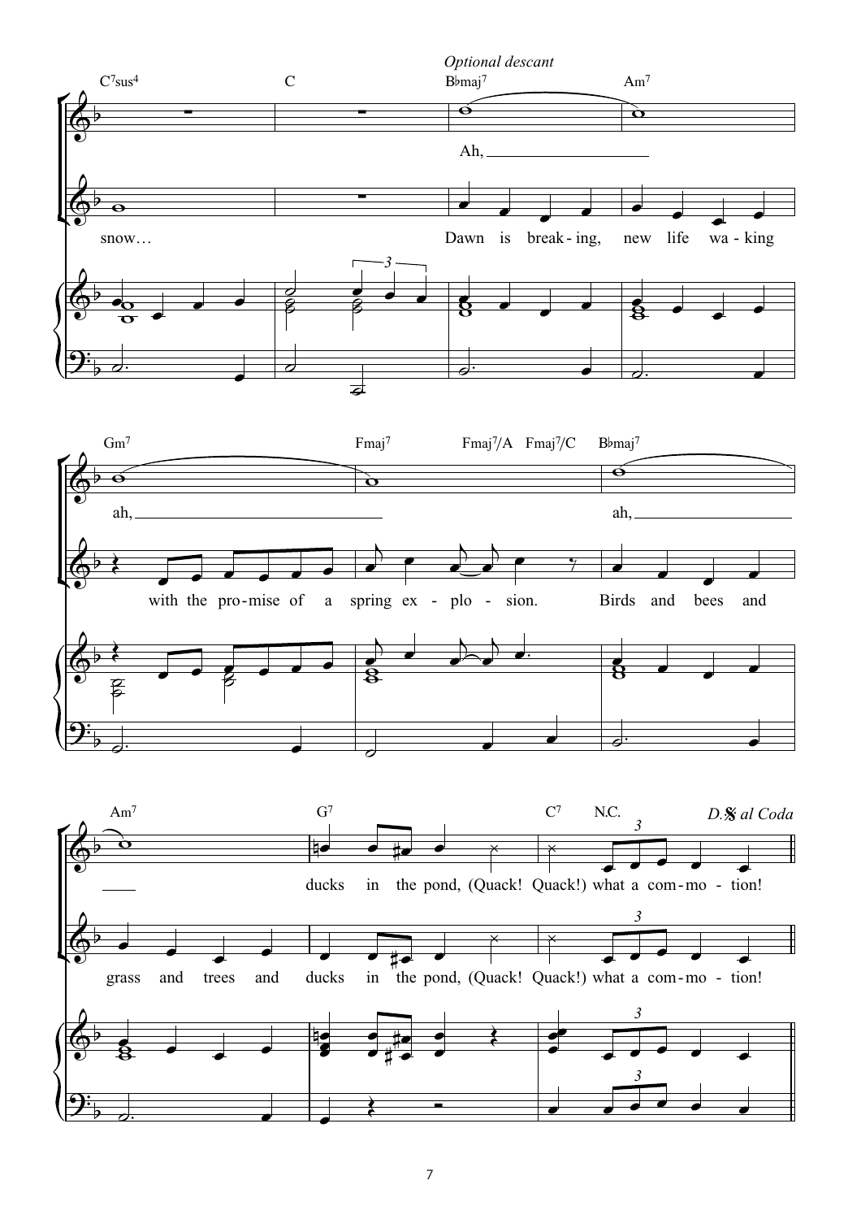*Optional descant*

C7sus4 | C | B♭maj7 | Am7

Ah, ___

snow… Dawn is break - ing, new life wa - king

Gm7 | Fmaj7 Fmaj7/A Fmaj7/C | B♭maj7

ah, ___ ah, ___

with the pro - mise of a spring ex - plo - sion. Birds and bees and

Am7 | G7 | C7 N.C.

*D.𝄋 al Coda*

___ ducks in the pond, (Quack! Quack!) what a com - mo - tion!

grass and trees and ducks in the pond, (Quack! Quack!) what a com - mo - tion!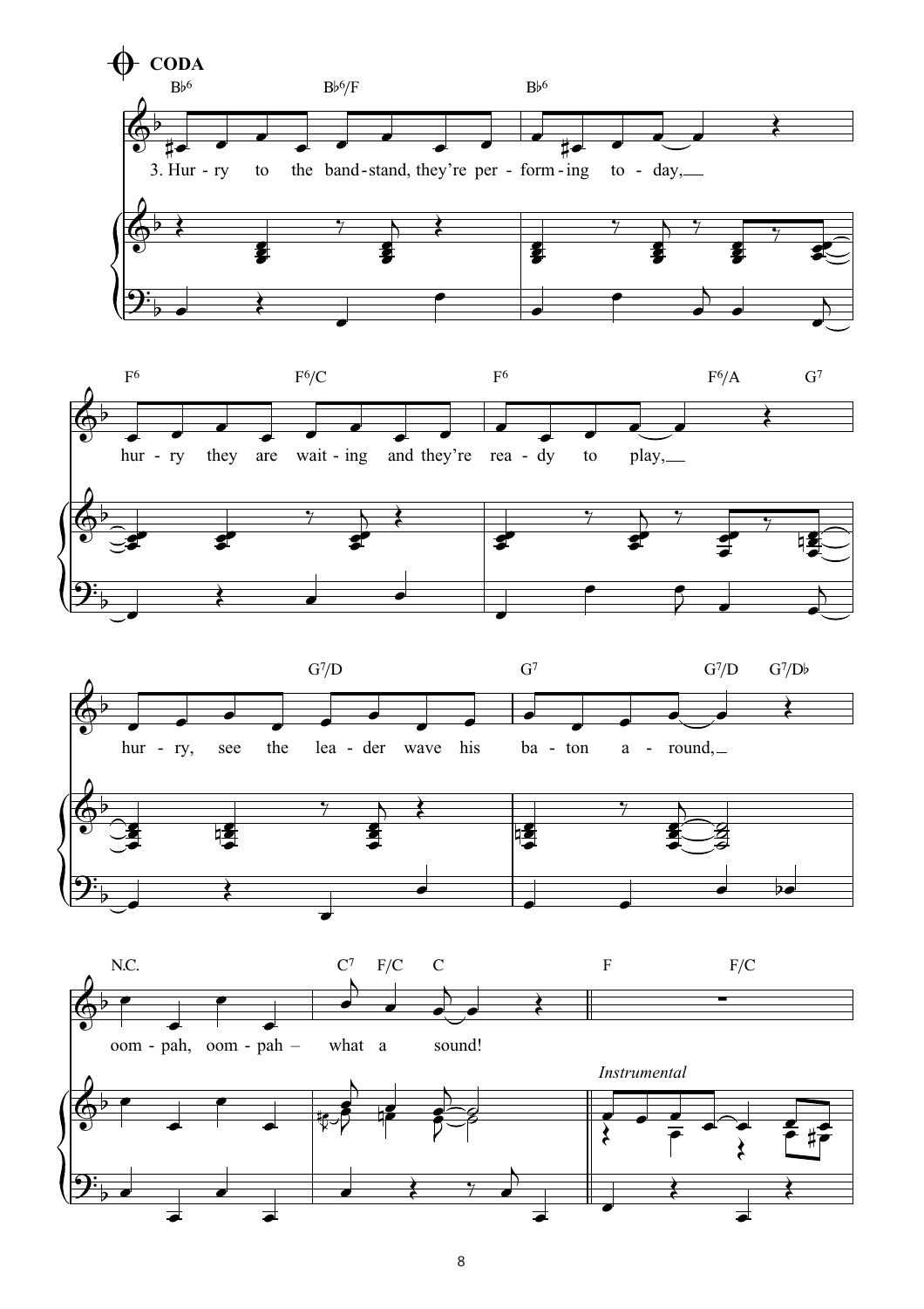**CODA**

B♭6 — B♭6/F — B♭6

3. Hur - ry to the band - stand, they're per - form - ing to - day,

F6 — F6/C — F6 — F6/A — G7

hur - ry they are wait - ing and they're rea - dy to play,

G7/D — G7 — G7/D — G7/D♭

hur - ry, see the lea - der wave his ba - ton a - round,

N.C. — C7 — F/C — C — F — F/C

oom - pah, oom - pah – what a sound!

*Instrumental*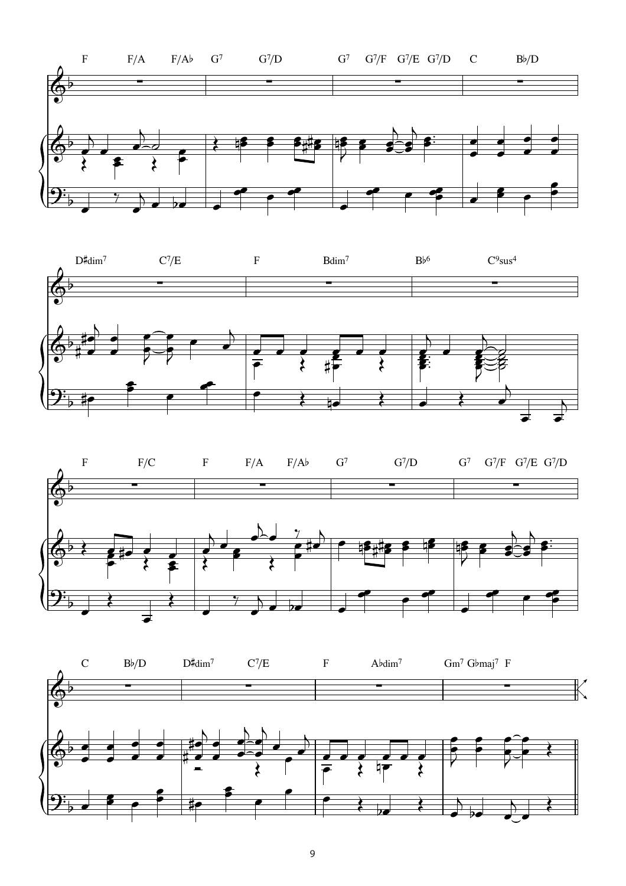F F/A F/A♭ G7 G7/D G7 G7/F G7/E G7/D C B♭/D

D♯dim7 C7/E F Bdim7 B♭6 C9sus4

F F/C F F/A F/A♭ G7 G7/D G7 G7/F G7/E G7/D

C B♭/D D♯dim7 C7/E F A♭dim7 Gm7 G♭maj7 F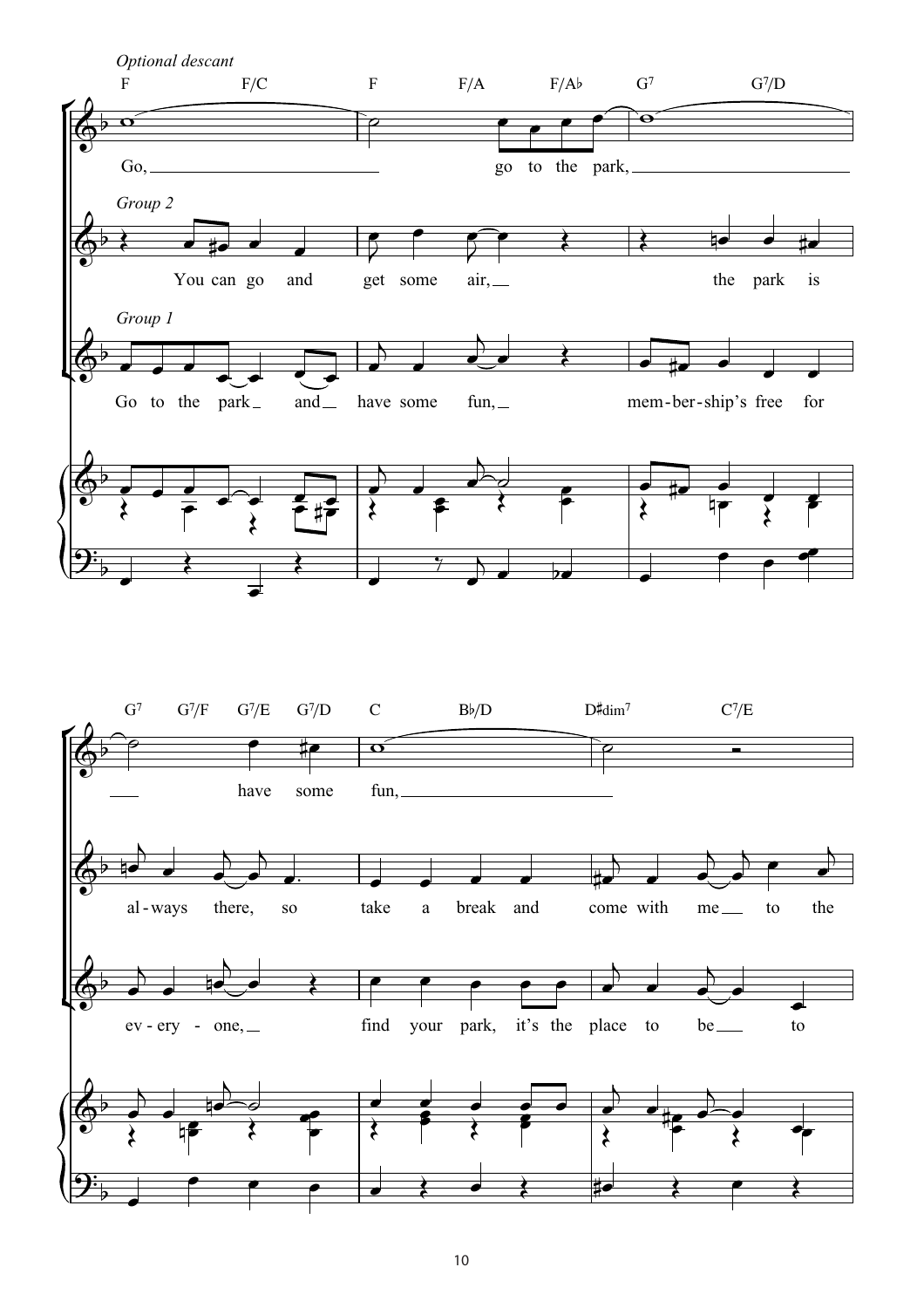*Optional descant*

F F/C F F/A F/A♭ G7 G7/D

Go, go to the park, have some fun,

*Group 2*

You can go and get some air, the park is al - ways there, so take a break and come with me to the

*Group 1*

Go to the park and have some fun, mem - ber - ship's free for ev - ery - one, find your park, it's the place to be to

G7 G7/F G7/E G7/D C B♭/D D♯dim7 C7/E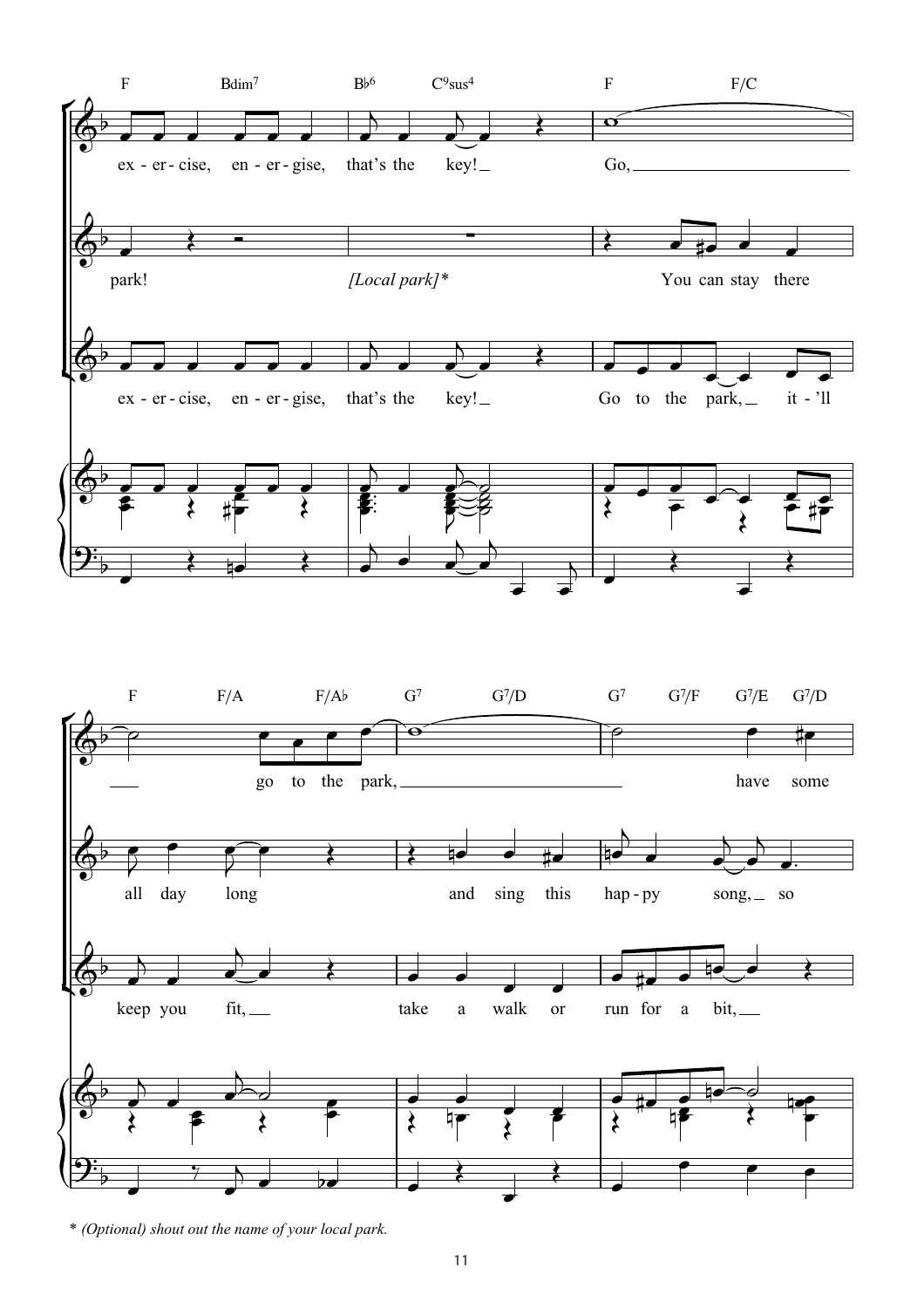* *(Optional) shout out the name of your local park.*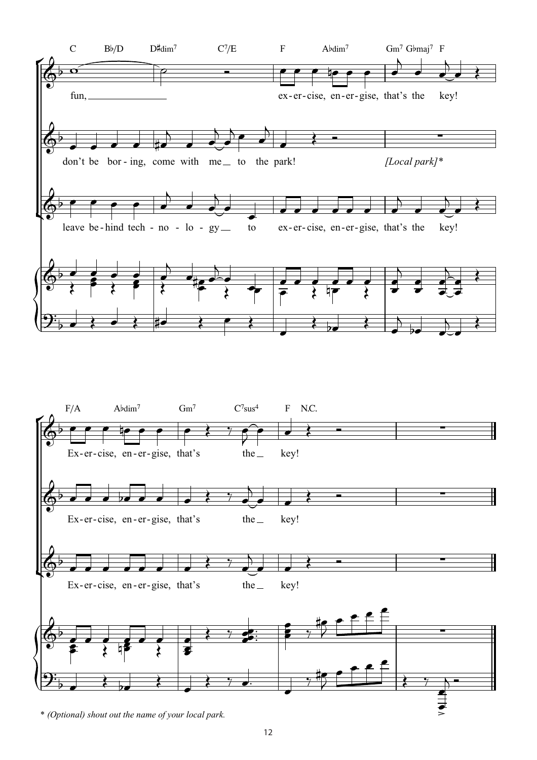C Bb/D D#dim7 C7/E F Abdim7 Gm7 Gbmaj7 F

fun, ex-er-cise, en-er-gise, that's the key!

don't be bor-ing, come with me to the park! *[Local park]**

leave be-hind tech-no-lo-gy to ex-er-cise, en-er-gise, that's the key!

F/A Abdim7 Gm7 C7sus4 F N.C.

Ex-er-cise, en-er-gise, that's the key!

Ex-er-cise, en-er-gise, that's the key!

Ex-er-cise, en-er-gise, that's the key!

** (Optional) shout out the name of your local park.*